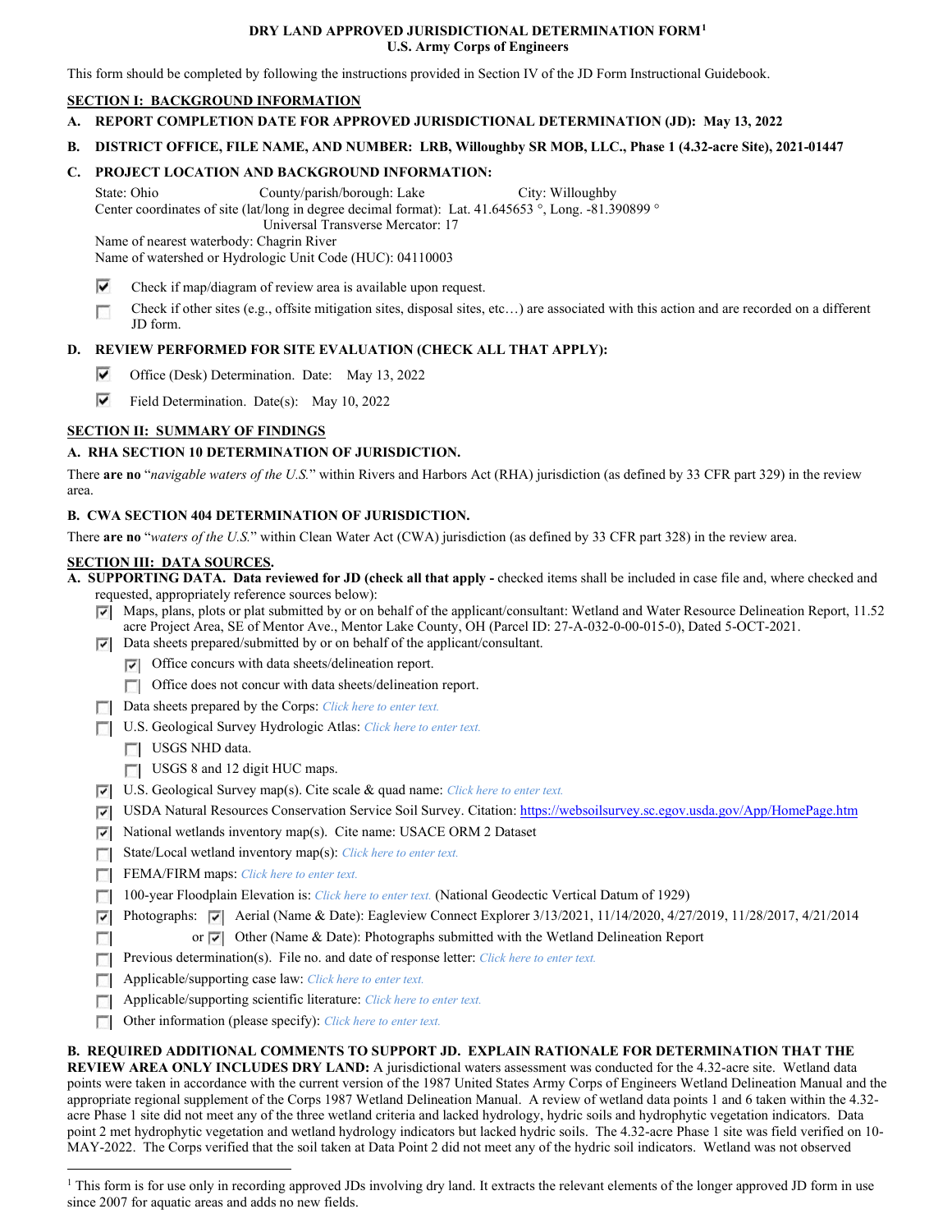# DRY LAND APPROVED JURISDICTIONAL DETERMINATION FORM[1]
## U.S. Army Corps of Engineers

This form should be completed by following the instructions provided in Section IV of the JD Form Instructional Guidebook.

## SECTION I: BACKGROUND INFORMATION

**A. REPORT COMPLETION DATE FOR APPROVED JURISDICTIONAL DETERMINATION (JD): May 13, 2022**

**B. DISTRICT OFFICE, FILE NAME, AND NUMBER: LRB, Willoughby SR MOB, LLC., Phase 1 (4.32-acre Site), 2021-01447**

**C. PROJECT LOCATION AND BACKGROUND INFORMATION:**

State: Ohio County/parish/borough: Lake City: Willoughby
Center coordinates of site (lat/long in degree decimal format): Lat. 41.645653 °, Long. -81.390899 °
Universal Transverse Mercator: 17
Name of nearest waterbody: Chagrin River
Name of watershed or Hydrologic Unit Code (HUC): 04110003

- [x] Check if map/diagram of review area is available upon request.
- [ ] Check if other sites (e.g., offsite mitigation sites, disposal sites, etc…) are associated with this action and are recorded on a different JD form.

**D. REVIEW PERFORMED FOR SITE EVALUATION (CHECK ALL THAT APPLY):**

- [x] Office (Desk) Determination. Date: May 13, 2022
- [x] Field Determination. Date(s): May 10, 2022

## SECTION II: SUMMARY OF FINDINGS

**A. RHA SECTION 10 DETERMINATION OF JURISDICTION.**

There **are no** "*navigable waters of the U.S.*" within Rivers and Harbors Act (RHA) jurisdiction (as defined by 33 CFR part 329) in the review area.

**B. CWA SECTION 404 DETERMINATION OF JURISDICTION.**

There **are no** "*waters of the U.S.*" within Clean Water Act (CWA) jurisdiction (as defined by 33 CFR part 328) in the review area.

## SECTION III: DATA SOURCES.

**A. SUPPORTING DATA. Data reviewed for JD (check all that apply -** checked items shall be included in case file and, where checked and requested, appropriately reference sources below):

- [x] Maps, plans, plots or plat submitted by or on behalf of the applicant/consultant: Wetland and Water Resource Delineation Report, 11.52 acre Project Area, SE of Mentor Ave., Mentor Lake County, OH (Parcel ID: 27-A-032-0-00-015-0), Dated 5-OCT-2021.
- [x] Data sheets prepared/submitted by or on behalf of the applicant/consultant.
  - [x] Office concurs with data sheets/delineation report.
  - [ ] Office does not concur with data sheets/delineation report.
- [ ] Data sheets prepared by the Corps: *Click here to enter text.*
- [ ] U.S. Geological Survey Hydrologic Atlas: *Click here to enter text.*
  - [ ] USGS NHD data.
  - [ ] USGS 8 and 12 digit HUC maps.
- [x] U.S. Geological Survey map(s). Cite scale & quad name: *Click here to enter text.*
- [x] USDA Natural Resources Conservation Service Soil Survey. Citation: https://websoilsurvey.sc.egov.usda.gov/App/HomePage.htm
- [x] National wetlands inventory map(s). Cite name: USACE ORM 2 Dataset
- [ ] State/Local wetland inventory map(s): *Click here to enter text.*
- [ ] FEMA/FIRM maps: *Click here to enter text.*
- [ ] 100-year Floodplain Elevation is: *Click here to enter text.* (National Geodectic Vertical Datum of 1929)
- [x] Photographs: [x] Aerial (Name & Date): Eagleview Connect Explorer 3/13/2021, 11/14/2020, 4/27/2019, 11/28/2017, 4/21/2014
- [ ] or [x] Other (Name & Date): Photographs submitted with the Wetland Delineation Report
- [ ] Previous determination(s). File no. and date of response letter: *Click here to enter text.*
- [ ] Applicable/supporting case law: *Click here to enter text.*
- [ ] Applicable/supporting scientific literature: *Click here to enter text.*
- [ ] Other information (please specify): *Click here to enter text.*

**B. REQUIRED ADDITIONAL COMMENTS TO SUPPORT JD. EXPLAIN RATIONALE FOR DETERMINATION THAT THE REVIEW AREA ONLY INCLUDES DRY LAND:** A jurisdictional waters assessment was conducted for the 4.32-acre site. Wetland data points were taken in accordance with the current version of the 1987 United States Army Corps of Engineers Wetland Delineation Manual and the appropriate regional supplement of the Corps 1987 Wetland Delineation Manual. A review of wetland data points 1 and 6 taken within the 4.32-acre Phase 1 site did not meet any of the three wetland criteria and lacked hydrology, hydric soils and hydrophytic vegetation indicators. Data point 2 met hydrophytic vegetation and wetland hydrology indicators but lacked hydric soils. The 4.32-acre Phase 1 site was field verified on 10-MAY-2022. The Corps verified that the soil taken at Data Point 2 did not meet any of the hydric soil indicators. Wetland was not observed

[1] This form is for use only in recording approved JDs involving dry land. It extracts the relevant elements of the longer approved JD form in use since 2007 for aquatic areas and adds no new fields.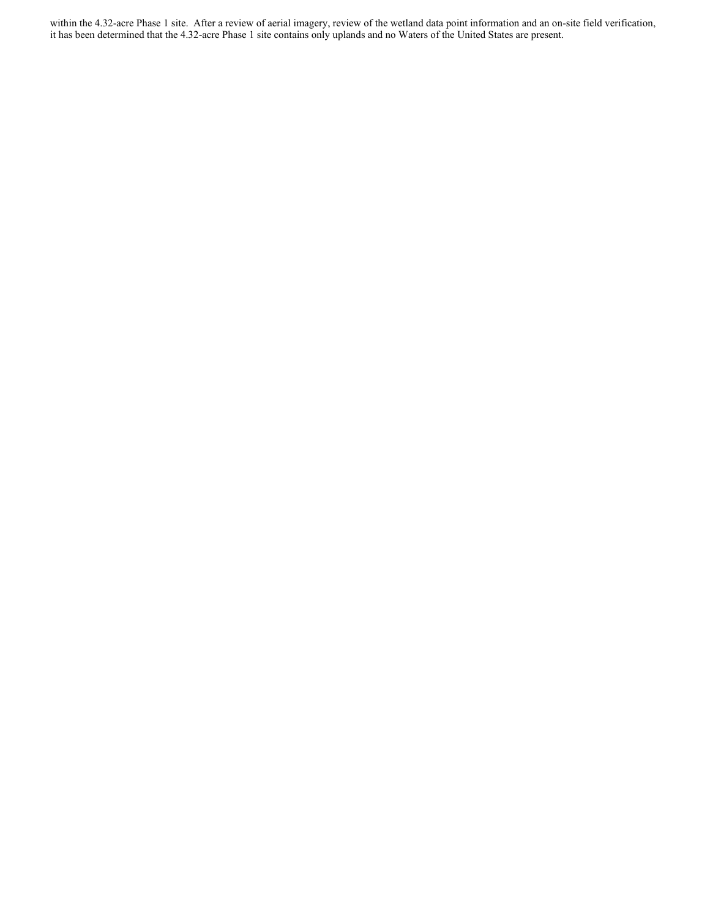within the 4.32-acre Phase 1 site. After a review of aerial imagery, review of the wetland data point information and an on-site field verification, it has been determined that the 4.32-acre Phase 1 site contains only uplands and no Waters of the United States are present.